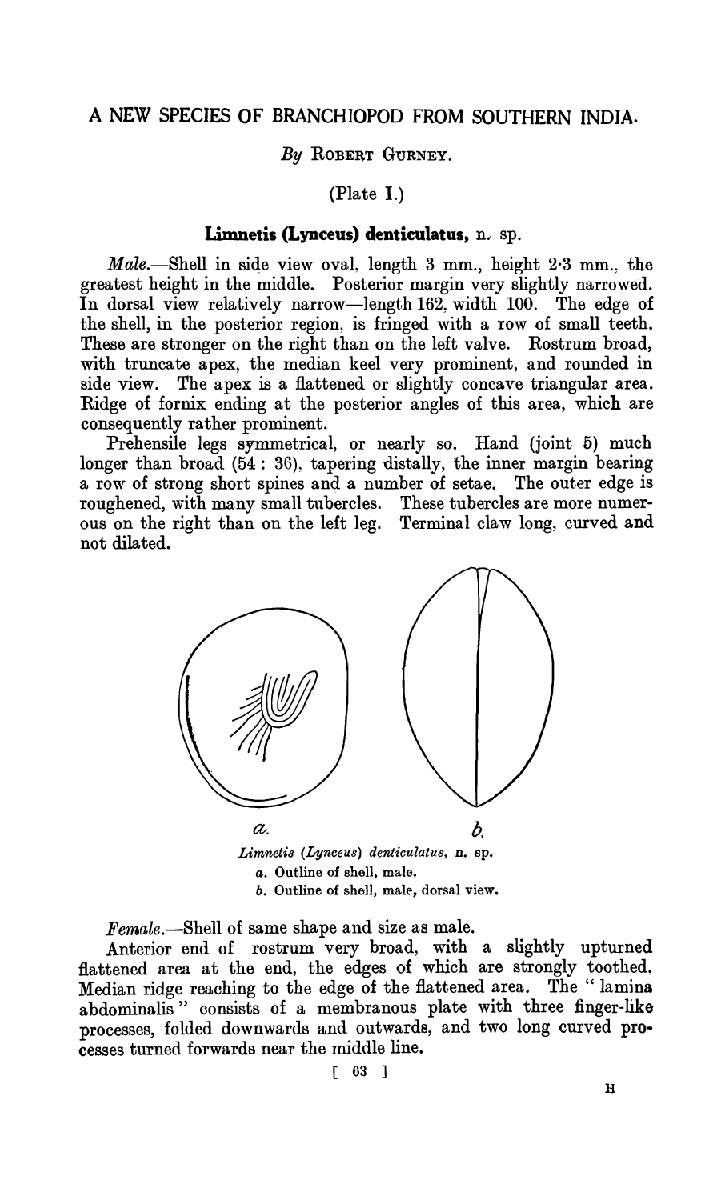# A NEW SPECIES OF BRANCHIOPOD FROM SOUTHERN INDIA.

*By* ROBERT GURNEY.

(Plate I.)

## Limnetis (Lynceus) denticulatus, n. sp.

*Male.*—Shell in side view oval, length 3 mm., height 2·3 mm., the greatest height in the middle. Posterior margin very slightly narrowed. In dorsal view relatively narrow—length 162, width 100. The edge of the shell, in the posterior region, is fringed with a row of small teeth. These are stronger on the right than on the left valve. Rostrum broad, with truncate apex, the median keel very prominent, and rounded in side view. The apex is a flattened or slightly concave triangular area. Ridge of fornix ending at the posterior angles of this area, which are consequently rather prominent.

Prehensile legs symmetrical, or nearly so. Hand (joint 5) much longer than broad (54 : 36), tapering distally, the inner margin bearing a row of strong short spines and a number of setae. The outer edge is roughened, with many small tubercles. These tubercles are more numerous on the right than on the left leg. Terminal claw long, curved and not dilated.

*Limnetis (Lynceus) denticulatus*, n. sp.
a. Outline of shell, male.
b. Outline of shell, male, dorsal view.

*Female.*—Shell of same shape and size as male.

Anterior end of rostrum very broad, with a slightly upturned flattened area at the end, the edges of which are strongly toothed. Median ridge reaching to the edge of the flattened area. The "lamina abdominalis" consists of a membranous plate with three finger-like processes, folded downwards and outwards, and two long curved processes turned forwards near the middle line.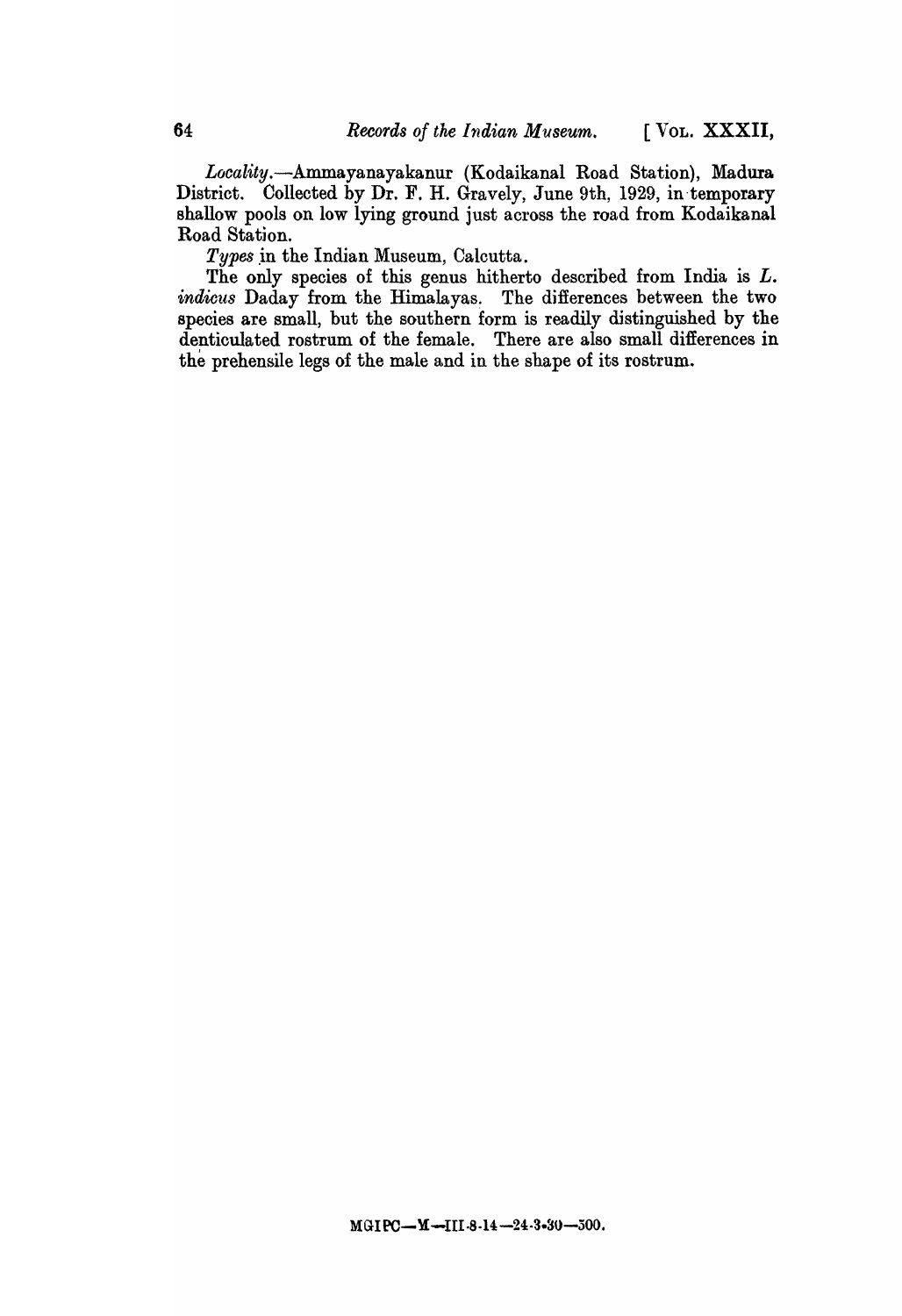*Locality*.—Ammayanayakanur (Kodaikanal Road Station), Madura District. Collected by Dr. F. H. Gravely, June 9th, 1929, in temporary shallow pools on low lying ground just across the road from Kodaikanal Road Station.

*Types* in the Indian Museum, Calcutta.

The only species of this genus hitherto described from India is *L. indicus* Daday from the Himalayas. The differences between the two species are small, but the southern form is readily distinguished by the denticulated rostrum of the female. There are also small differences in the prehensile legs of the male and in the shape of its rostrum.

MGIPC—M—III-8-14—24-3-30—500.